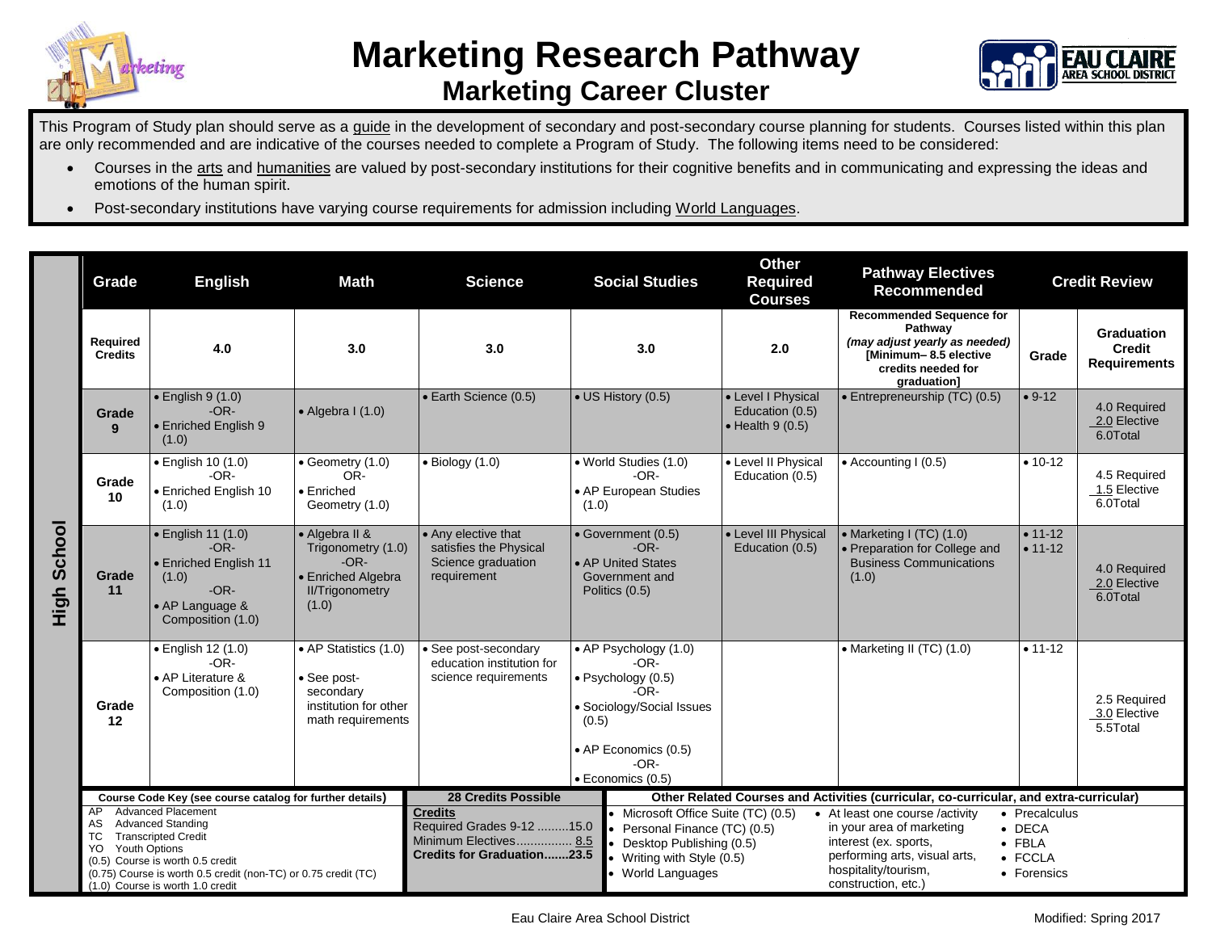# Marketing Research Pathway

## Marketing Career Cluster

This Program of Study plan should serve as a guide in the development of secondary and post-secondary course planning for students. Courses listed within this plan are only recommended and are indicative of the courses needed to complete a Program of Study. The following items need to be considered:

- Courses in the arts and humanities are valued by post-secondary institutions for their cognitive benefits and in communicating and expressing the ideas and emotions of the human spirit.
- Post-secondary institutions have varying course requirements for admission including World Languages.

| | Grade | English | Math | Science | Social Studies | Other Required Courses | Pathway Electives Recommended | Credit Review | |
|---|---|---|---|---|---|---|---|---|---|
| High School | Required Credits | 4.0 | 3.0 | 3.0 | 3.0 | 2.0 | Recommended Sequence for Pathway *(may adjust yearly as needed)* [Minimum– 8.5 elective credits needed for graduation] | Grade | Graduation Credit Requirements |
| | Grade 9 | • English 9 (1.0) -OR- • Enriched English 9 (1.0) | • Algebra I (1.0) | • Earth Science (0.5) | • US History (0.5) | • Level I Physical Education (0.5) • Health 9 (0.5) | • Entrepreneurship (TC) (0.5) | • 9-12 | 4.0 Required 2.0 Elective 6.0Total |
| | Grade 10 | • English 10 (1.0) -OR- • Enriched English 10 (1.0) | • Geometry (1.0) OR- • Enriched Geometry (1.0) | • Biology (1.0) | • World Studies (1.0) -OR- • AP European Studies (1.0) | • Level II Physical Education (0.5) | • Accounting I (0.5) | • 10-12 | 4.5 Required 1.5 Elective 6.0Total |
| | Grade 11 | • English 11 (1.0) -OR- • Enriched English 11 (1.0) -OR- • AP Language & Composition (1.0) | • Algebra II & Trigonometry (1.0) -OR- • Enriched Algebra II/Trigonometry (1.0) | • Any elective that satisfies the Physical Science graduation requirement | • Government (0.5) -OR- • AP United States Government and Politics (0.5) | • Level III Physical Education (0.5) | • Marketing I (TC) (1.0) • Preparation for College and Business Communications (1.0) | • 11-12 • 11-12 | 4.0 Required 2.0 Elective 6.0Total |
| | Grade 12 | • English 12 (1.0) -OR- • AP Literature & Composition (1.0) | • AP Statistics (1.0) • See post-secondary institution for other math requirements | • See post-secondary education institution for science requirements | • AP Psychology (1.0) -OR- • Psychology (0.5) -OR- • Sociology/Social Issues (0.5) • AP Economics (0.5) -OR- • Economics (0.5) | | • Marketing II (TC) (1.0) | • 11-12 | 2.5 Required 3.0 Elective 5.5Total |

**Course Code Key (see course catalog for further details)**

AP Advanced Placement
AS Advanced Standing
TC Transcripted Credit
YO Youth Options
(0.5) Course is worth 0.5 credit
(0.75) Course is worth 0.5 credit (non-TC) or 0.75 credit (TC)
(1.0) Course is worth 1.0 credit

**28 Credits Possible**

**Credits**
Required Grades 9-12 .........15.0
Minimum Electives................ 8.5
**Credits for Graduation.......23.5**

**Other Related Courses and Activities (curricular, co-curricular, and extra-curricular)**

- Microsoft Office Suite (TC) (0.5)
- Personal Finance (TC) (0.5)
- Desktop Publishing (0.5)
- Writing with Style (0.5)
- World Languages
- At least one course /activity in your area of marketing interest (ex. sports, performing arts, visual arts, hospitality/tourism, construction, etc.)
- Precalculus
- DECA
- FBLA
- FCCLA
- Forensics

Eau Claire Area School District

Modified: Spring 2017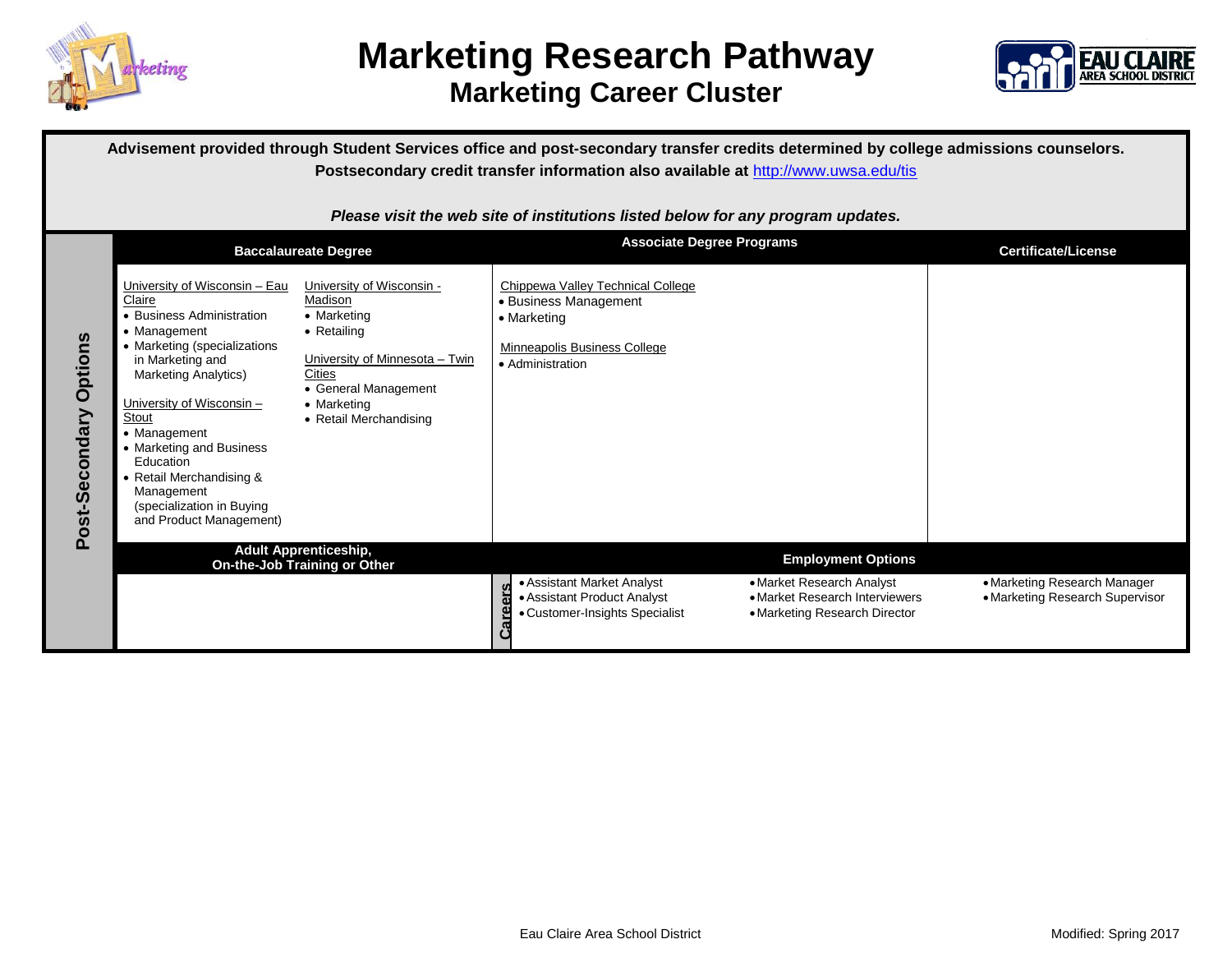# Marketing Research Pathway

## Marketing Career Cluster

**Advisement provided through Student Services office and post-secondary transfer credits determined by college admissions counselors.**
**Postsecondary credit transfer information also available at http://www.uwsa.edu/tis**

***Please visit the web site of institutions listed below for any program updates.***

### Post-Secondary Options

| Baccalaureate Degree | Associate Degree Programs | Certificate/License |
|---|---|---|
| University of Wisconsin – Eau Claire<br>• Business Administration<br>• Management<br>• Marketing (specializations in Marketing and Marketing Analytics)<br><br>University of Wisconsin – Stout<br>• Management<br>• Marketing and Business Education<br>• Retail Merchandising & Management (specialization in Buying and Product Management)<br><br>University of Wisconsin - Madison<br>• Marketing<br>• Retailing<br><br>University of Minnesota – Twin Cities<br>• General Management<br>• Marketing<br>• Retail Merchandising | Chippewa Valley Technical College<br>• Business Management<br>• Marketing<br><br>Minneapolis Business College<br>• Administration | |

| Adult Apprenticeship, On-the-Job Training or Other | Employment Options (Careers) | | |
|---|---|---|---|
| | • Assistant Market Analyst<br>• Assistant Product Analyst<br>• Customer-Insights Specialist | • Market Research Analyst<br>• Market Research Interviewers<br>• Marketing Research Director | • Marketing Research Manager<br>• Marketing Research Supervisor |

Eau Claire Area School District

Modified: Spring 2017